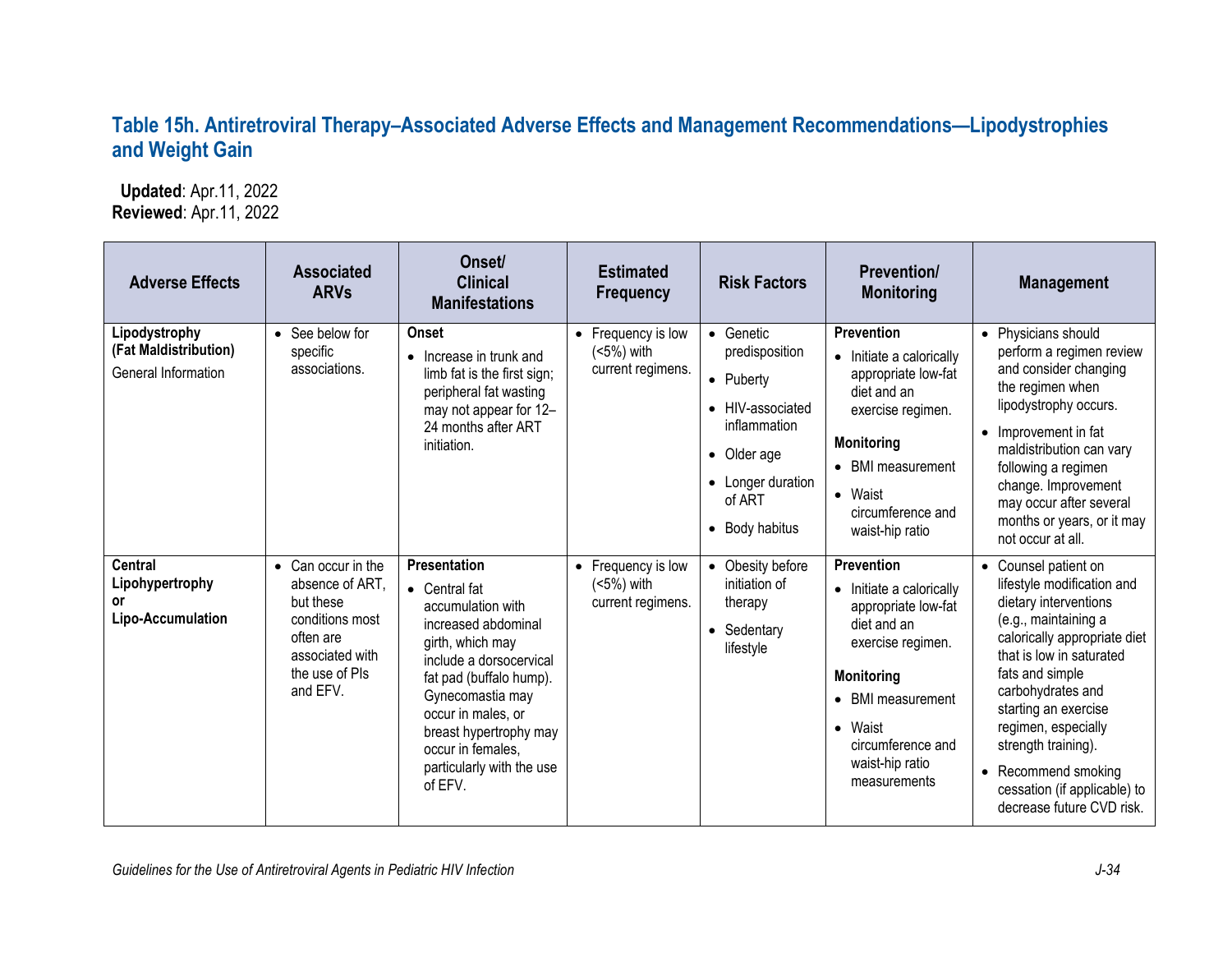## Table 15h. Antiretroviral Therapy–Associated Adverse Effects and Management Recommendations—Lipodystrophies and Weight Gain

**Updated**: Apr.11, 2022
**Reviewed**: Apr.11, 2022

| Adverse Effects | Associated ARVs | Onset/ Clinical Manifestations | Estimated Frequency | Risk Factors | Prevention/ Monitoring | Management |
|---|---|---|---|---|---|---|
| **Lipodystrophy (Fat Maldistribution)** General Information | • See below for specific associations. | **Onset** • Increase in trunk and limb fat is the first sign; peripheral fat wasting may not appear for 12–24 months after ART initiation. | • Frequency is low (<5%) with current regimens. | • Genetic predisposition • Puberty • HIV-associated inflammation • Older age • Longer duration of ART • Body habitus | **Prevention** • Initiate a calorically appropriate low-fat diet and an exercise regimen. **Monitoring** • BMI measurement • Waist circumference and waist-hip ratio | • Physicians should perform a regimen review and consider changing the regimen when lipodystrophy occurs. • Improvement in fat maldistribution can vary following a regimen change. Improvement may occur after several months or years, or it may not occur at all. |
| **Central Lipohypertrophy or Lipo-Accumulation** | • Can occur in the absence of ART, but these conditions most often are associated with the use of PIs and EFV. | **Presentation** • Central fat accumulation with increased abdominal girth, which may include a dorsocervical fat pad (buffalo hump). Gynecomastia may occur in males, or breast hypertrophy may occur in females, particularly with the use of EFV. | • Frequency is low (<5%) with current regimens. | • Obesity before initiation of therapy • Sedentary lifestyle | **Prevention** • Initiate a calorically appropriate low-fat diet and an exercise regimen. **Monitoring** • BMI measurement • Waist circumference and waist-hip ratio measurements | • Counsel patient on lifestyle modification and dietary interventions (e.g., maintaining a calorically appropriate diet that is low in saturated fats and simple carbohydrates and starting an exercise regimen, especially strength training). • Recommend smoking cessation (if applicable) to decrease future CVD risk. |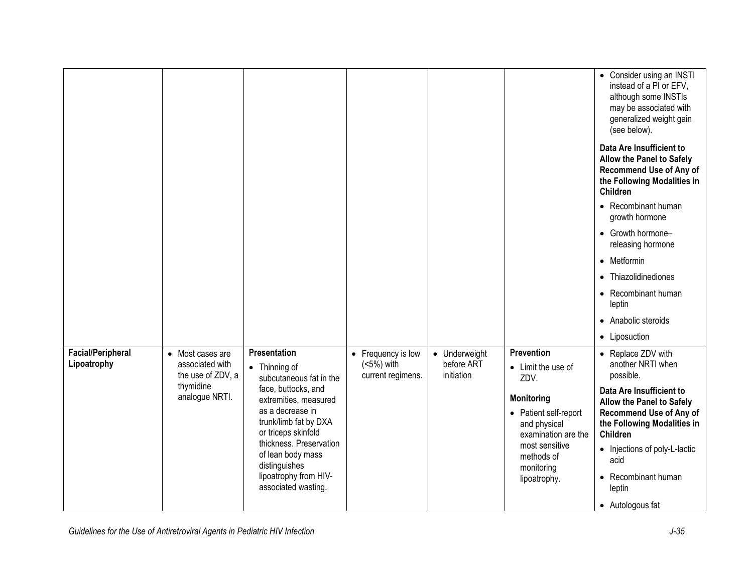| | | | | | | |
|---|---|---|---|---|---|---|
| | | | | | | • Consider using an INSTI instead of a PI or EFV, although some INSTIs may be associated with generalized weight gain (see below).<br><br>**Data Are Insufficient to Allow the Panel to Safely Recommend Use of Any of the Following Modalities in Children**<br><br>• Recombinant human growth hormone<br>• Growth hormone–releasing hormone<br>• Metformin<br>• Thiazolidinediones<br>• Recombinant human leptin<br>• Anabolic steroids<br>• Liposuction |
| **Facial/Peripheral Lipoatrophy** | • Most cases are associated with the use of ZDV, a thymidine analogue NRTI. | **Presentation**<br><br>• Thinning of subcutaneous fat in the face, buttocks, and extremities, measured as a decrease in trunk/limb fat by DXA or triceps skinfold thickness. Preservation of lean body mass distinguishes lipoatrophy from HIV-associated wasting. | • Frequency is low (<5%) with current regimens. | • Underweight before ART initiation | **Prevention**<br><br>• Limit the use of ZDV.<br><br>**Monitoring**<br><br>• Patient self-report and physical examination are the most sensitive methods of monitoring lipoatrophy. | • Replace ZDV with another NRTI when possible.<br><br>**Data Are Insufficient to Allow the Panel to Safely Recommend Use of Any of the Following Modalities in Children**<br><br>• Injections of poly-L-lactic acid<br>• Recombinant human leptin<br>• Autologous fat |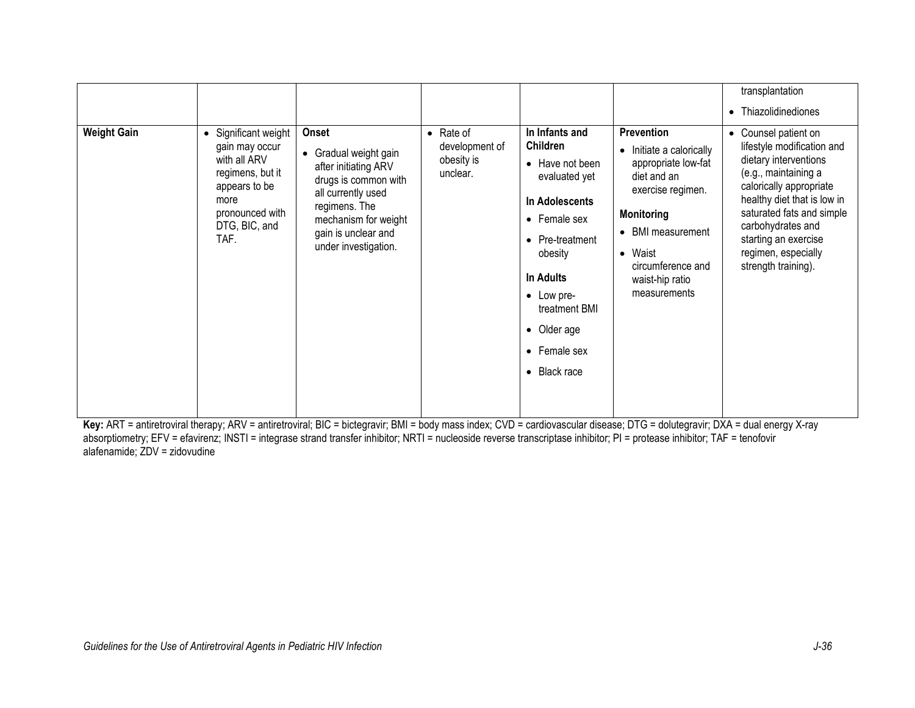| | | | | | | |
|---|---|---|---|---|---|---|
| | | | | | | transplantation<br>• Thiazolidinediones |
| **Weight Gain** | • Significant weight gain may occur with all ARV regimens, but it appears to be more pronounced with DTG, BIC, and TAF. | **Onset**<br>• Gradual weight gain after initiating ARV drugs is common with all currently used regimens. The mechanism for weight gain is unclear and under investigation. | • Rate of development of obesity is unclear. | **In Infants and Children**<br>• Have not been evaluated yet<br>**In Adolescents**<br>• Female sex<br>• Pre-treatment obesity<br>**In Adults**<br>• Low pre-treatment BMI<br>• Older age<br>• Female sex<br>• Black race | **Prevention**<br>• Initiate a calorically appropriate low-fat diet and an exercise regimen.<br>**Monitoring**<br>• BMI measurement<br>• Waist circumference and waist-hip ratio measurements | • Counsel patient on lifestyle modification and dietary interventions (e.g., maintaining a calorically appropriate healthy diet that is low in saturated fats and simple carbohydrates and starting an exercise regimen, especially strength training). |

**Key:** ART = antiretroviral therapy; ARV = antiretroviral; BIC = bictegravir; BMI = body mass index; CVD = cardiovascular disease; DTG = dolutegravir; DXA = dual energy X-ray absorptiometry; EFV = efavirenz; INSTI = integrase strand transfer inhibitor; NRTI = nucleoside reverse transcriptase inhibitor; PI = protease inhibitor; TAF = tenofovir alafenamide; ZDV = zidovudine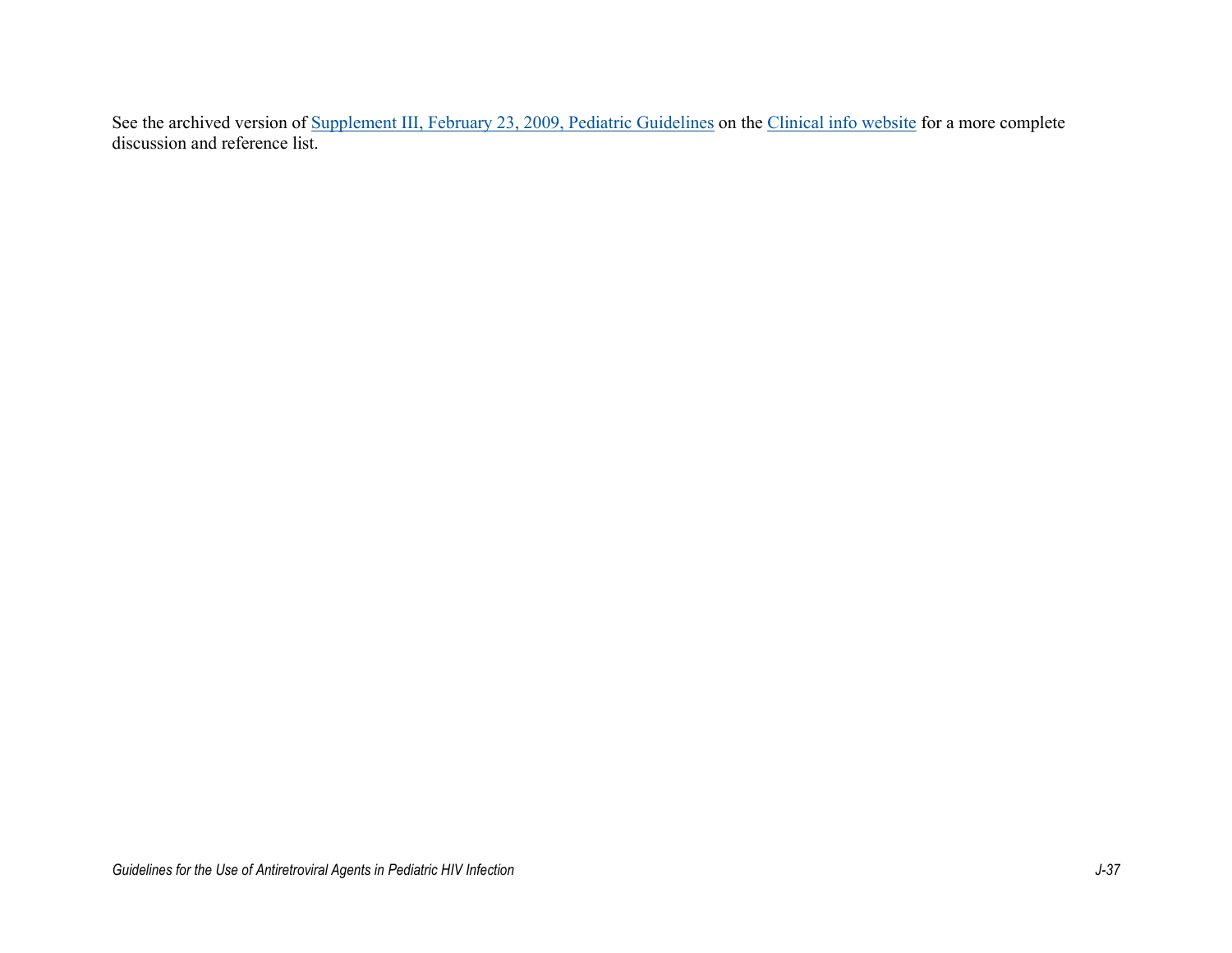See the archived version of [Supplement III, February 23, 2009, Pediatric Guidelines] on the [Clinical info website] for a more complete discussion and reference list.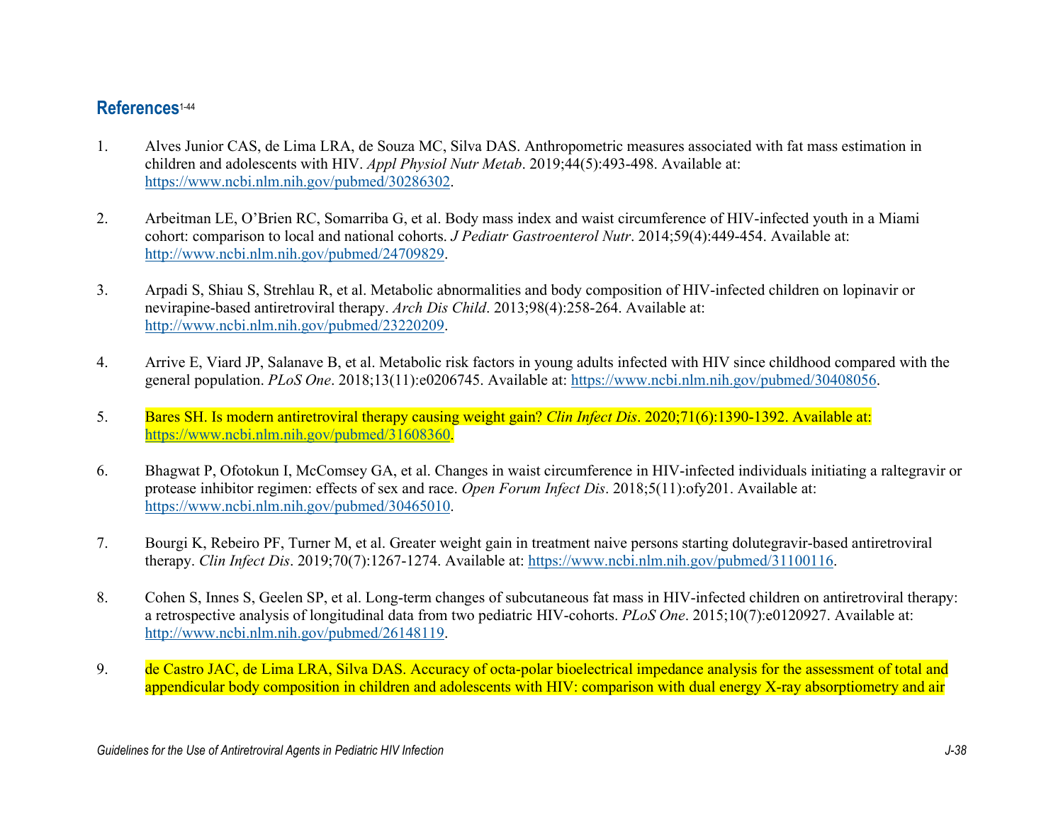## References[1-44]

1. Alves Junior CAS, de Lima LRA, de Souza MC, Silva DAS. Anthropometric measures associated with fat mass estimation in children and adolescents with HIV. *Appl Physiol Nutr Metab*. 2019;44(5):493-498. Available at: https://www.ncbi.nlm.nih.gov/pubmed/30286302.

2. Arbeitman LE, O'Brien RC, Somarriba G, et al. Body mass index and waist circumference of HIV-infected youth in a Miami cohort: comparison to local and national cohorts. *J Pediatr Gastroenterol Nutr*. 2014;59(4):449-454. Available at: http://www.ncbi.nlm.nih.gov/pubmed/24709829.

3. Arpadi S, Shiau S, Strehlau R, et al. Metabolic abnormalities and body composition of HIV-infected children on lopinavir or nevirapine-based antiretroviral therapy. *Arch Dis Child*. 2013;98(4):258-264. Available at: http://www.ncbi.nlm.nih.gov/pubmed/23220209.

4. Arrive E, Viard JP, Salanave B, et al. Metabolic risk factors in young adults infected with HIV since childhood compared with the general population. *PLoS One*. 2018;13(11):e0206745. Available at: https://www.ncbi.nlm.nih.gov/pubmed/30408056.

5. Bares SH. Is modern antiretroviral therapy causing weight gain? *Clin Infect Dis*. 2020;71(6):1390-1392. Available at: https://www.ncbi.nlm.nih.gov/pubmed/31608360.

6. Bhagwat P, Ofotokun I, McComsey GA, et al. Changes in waist circumference in HIV-infected individuals initiating a raltegravir or protease inhibitor regimen: effects of sex and race. *Open Forum Infect Dis*. 2018;5(11):ofy201. Available at: https://www.ncbi.nlm.nih.gov/pubmed/30465010.

7. Bourgi K, Rebeiro PF, Turner M, et al. Greater weight gain in treatment naive persons starting dolutegravir-based antiretroviral therapy. *Clin Infect Dis*. 2019;70(7):1267-1274. Available at: https://www.ncbi.nlm.nih.gov/pubmed/31100116.

8. Cohen S, Innes S, Geelen SP, et al. Long-term changes of subcutaneous fat mass in HIV-infected children on antiretroviral therapy: a retrospective analysis of longitudinal data from two pediatric HIV-cohorts. *PLoS One*. 2015;10(7):e0120927. Available at: http://www.ncbi.nlm.nih.gov/pubmed/26148119.

9. de Castro JAC, de Lima LRA, Silva DAS. Accuracy of octa-polar bioelectrical impedance analysis for the assessment of total and appendicular body composition in children and adolescents with HIV: comparison with dual energy X-ray absorptiometry and air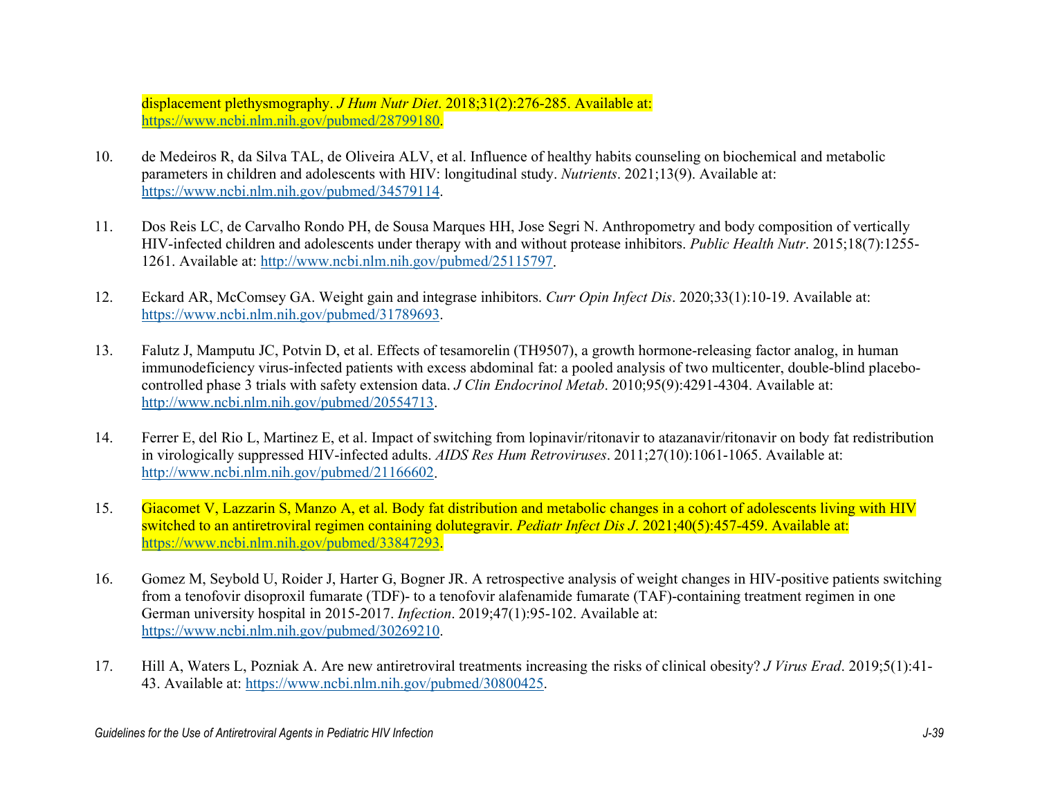displacement plethysmography. *J Hum Nutr Diet*. 2018;31(2):276-285. Available at: https://www.ncbi.nlm.nih.gov/pubmed/28799180.

10. de Medeiros R, da Silva TAL, de Oliveira ALV, et al. Influence of healthy habits counseling on biochemical and metabolic parameters in children and adolescents with HIV: longitudinal study. *Nutrients*. 2021;13(9). Available at: https://www.ncbi.nlm.nih.gov/pubmed/34579114.

11. Dos Reis LC, de Carvalho Rondo PH, de Sousa Marques HH, Jose Segri N. Anthropometry and body composition of vertically HIV-infected children and adolescents under therapy with and without protease inhibitors. *Public Health Nutr*. 2015;18(7):1255-1261. Available at: http://www.ncbi.nlm.nih.gov/pubmed/25115797.

12. Eckard AR, McComsey GA. Weight gain and integrase inhibitors. *Curr Opin Infect Dis*. 2020;33(1):10-19. Available at: https://www.ncbi.nlm.nih.gov/pubmed/31789693.

13. Falutz J, Mamputu JC, Potvin D, et al. Effects of tesamorelin (TH9507), a growth hormone-releasing factor analog, in human immunodeficiency virus-infected patients with excess abdominal fat: a pooled analysis of two multicenter, double-blind placebo-controlled phase 3 trials with safety extension data. *J Clin Endocrinol Metab*. 2010;95(9):4291-4304. Available at: http://www.ncbi.nlm.nih.gov/pubmed/20554713.

14. Ferrer E, del Rio L, Martinez E, et al. Impact of switching from lopinavir/ritonavir to atazanavir/ritonavir on body fat redistribution in virologically suppressed HIV-infected adults. *AIDS Res Hum Retroviruses*. 2011;27(10):1061-1065. Available at: http://www.ncbi.nlm.nih.gov/pubmed/21166602.

15. Giacomet V, Lazzarin S, Manzo A, et al. Body fat distribution and metabolic changes in a cohort of adolescents living with HIV switched to an antiretroviral regimen containing dolutegravir. *Pediatr Infect Dis J*. 2021;40(5):457-459. Available at: https://www.ncbi.nlm.nih.gov/pubmed/33847293.

16. Gomez M, Seybold U, Roider J, Harter G, Bogner JR. A retrospective analysis of weight changes in HIV-positive patients switching from a tenofovir disoproxil fumarate (TDF)- to a tenofovir alafenamide fumarate (TAF)-containing treatment regimen in one German university hospital in 2015-2017. *Infection*. 2019;47(1):95-102. Available at: https://www.ncbi.nlm.nih.gov/pubmed/30269210.

17. Hill A, Waters L, Pozniak A. Are new antiretroviral treatments increasing the risks of clinical obesity? *J Virus Erad*. 2019;5(1):41-43. Available at: https://www.ncbi.nlm.nih.gov/pubmed/30800425.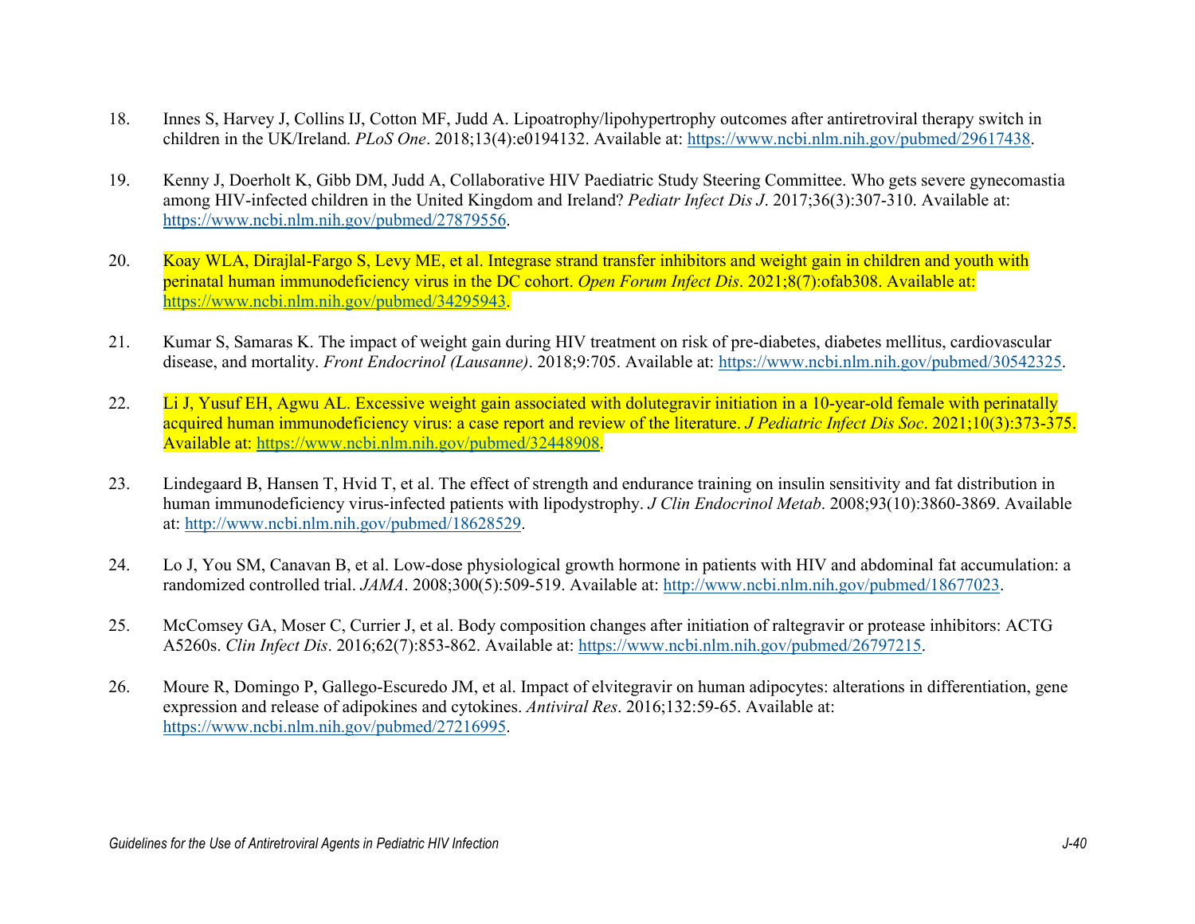18. Innes S, Harvey J, Collins IJ, Cotton MF, Judd A. Lipoatrophy/lipohypertrophy outcomes after antiretroviral therapy switch in children in the UK/Ireland. *PLoS One*. 2018;13(4):e0194132. Available at: https://www.ncbi.nlm.nih.gov/pubmed/29617438.

19. Kenny J, Doerholt K, Gibb DM, Judd A, Collaborative HIV Paediatric Study Steering Committee. Who gets severe gynecomastia among HIV-infected children in the United Kingdom and Ireland? *Pediatr Infect Dis J*. 2017;36(3):307-310. Available at: https://www.ncbi.nlm.nih.gov/pubmed/27879556.

20. Koay WLA, Dirajlal-Fargo S, Levy ME, et al. Integrase strand transfer inhibitors and weight gain in children and youth with perinatal human immunodeficiency virus in the DC cohort. *Open Forum Infect Dis*. 2021;8(7):ofab308. Available at: https://www.ncbi.nlm.nih.gov/pubmed/34295943.

21. Kumar S, Samaras K. The impact of weight gain during HIV treatment on risk of pre-diabetes, diabetes mellitus, cardiovascular disease, and mortality. *Front Endocrinol (Lausanne)*. 2018;9:705. Available at: https://www.ncbi.nlm.nih.gov/pubmed/30542325.

22. Li J, Yusuf EH, Agwu AL. Excessive weight gain associated with dolutegravir initiation in a 10-year-old female with perinatally acquired human immunodeficiency virus: a case report and review of the literature. *J Pediatric Infect Dis Soc*. 2021;10(3):373-375. Available at: https://www.ncbi.nlm.nih.gov/pubmed/32448908.

23. Lindegaard B, Hansen T, Hvid T, et al. The effect of strength and endurance training on insulin sensitivity and fat distribution in human immunodeficiency virus-infected patients with lipodystrophy. *J Clin Endocrinol Metab*. 2008;93(10):3860-3869. Available at: http://www.ncbi.nlm.nih.gov/pubmed/18628529.

24. Lo J, You SM, Canavan B, et al. Low-dose physiological growth hormone in patients with HIV and abdominal fat accumulation: a randomized controlled trial. *JAMA*. 2008;300(5):509-519. Available at: http://www.ncbi.nlm.nih.gov/pubmed/18677023.

25. McComsey GA, Moser C, Currier J, et al. Body composition changes after initiation of raltegravir or protease inhibitors: ACTG A5260s. *Clin Infect Dis*. 2016;62(7):853-862. Available at: https://www.ncbi.nlm.nih.gov/pubmed/26797215.

26. Moure R, Domingo P, Gallego-Escuredo JM, et al. Impact of elvitegravir on human adipocytes: alterations in differentiation, gene expression and release of adipokines and cytokines. *Antiviral Res*. 2016;132:59-65. Available at: https://www.ncbi.nlm.nih.gov/pubmed/27216995.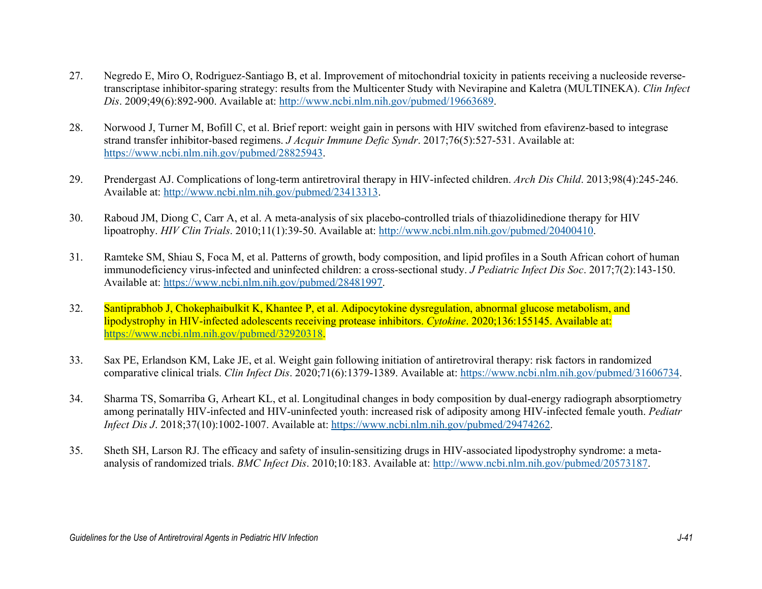27. Negredo E, Miro O, Rodriguez-Santiago B, et al. Improvement of mitochondrial toxicity in patients receiving a nucleoside reverse-transcriptase inhibitor-sparing strategy: results from the Multicenter Study with Nevirapine and Kaletra (MULTINEKA). *Clin Infect Dis*. 2009;49(6):892-900. Available at: http://www.ncbi.nlm.nih.gov/pubmed/19663689.

28. Norwood J, Turner M, Bofill C, et al. Brief report: weight gain in persons with HIV switched from efavirenz-based to integrase strand transfer inhibitor-based regimens. *J Acquir Immune Defic Syndr*. 2017;76(5):527-531. Available at: https://www.ncbi.nlm.nih.gov/pubmed/28825943.

29. Prendergast AJ. Complications of long-term antiretroviral therapy in HIV-infected children. *Arch Dis Child*. 2013;98(4):245-246. Available at: http://www.ncbi.nlm.nih.gov/pubmed/23413313.

30. Raboud JM, Diong C, Carr A, et al. A meta-analysis of six placebo-controlled trials of thiazolidinedione therapy for HIV lipoatrophy. *HIV Clin Trials*. 2010;11(1):39-50. Available at: http://www.ncbi.nlm.nih.gov/pubmed/20400410.

31. Ramteke SM, Shiau S, Foca M, et al. Patterns of growth, body composition, and lipid profiles in a South African cohort of human immunodeficiency virus-infected and uninfected children: a cross-sectional study. *J Pediatric Infect Dis Soc*. 2017;7(2):143-150. Available at: https://www.ncbi.nlm.nih.gov/pubmed/28481997.

32. Santiprabhob J, Chokephaibulkit K, Khantee P, et al. Adipocytokine dysregulation, abnormal glucose metabolism, and lipodystrophy in HIV-infected adolescents receiving protease inhibitors. *Cytokine*. 2020;136:155145. Available at: https://www.ncbi.nlm.nih.gov/pubmed/32920318.

33. Sax PE, Erlandson KM, Lake JE, et al. Weight gain following initiation of antiretroviral therapy: risk factors in randomized comparative clinical trials. *Clin Infect Dis*. 2020;71(6):1379-1389. Available at: https://www.ncbi.nlm.nih.gov/pubmed/31606734.

34. Sharma TS, Somarriba G, Arheart KL, et al. Longitudinal changes in body composition by dual-energy radiograph absorptiometry among perinatally HIV-infected and HIV-uninfected youth: increased risk of adiposity among HIV-infected female youth. *Pediatr Infect Dis J*. 2018;37(10):1002-1007. Available at: https://www.ncbi.nlm.nih.gov/pubmed/29474262.

35. Sheth SH, Larson RJ. The efficacy and safety of insulin-sensitizing drugs in HIV-associated lipodystrophy syndrome: a meta-analysis of randomized trials. *BMC Infect Dis*. 2010;10:183. Available at: http://www.ncbi.nlm.nih.gov/pubmed/20573187.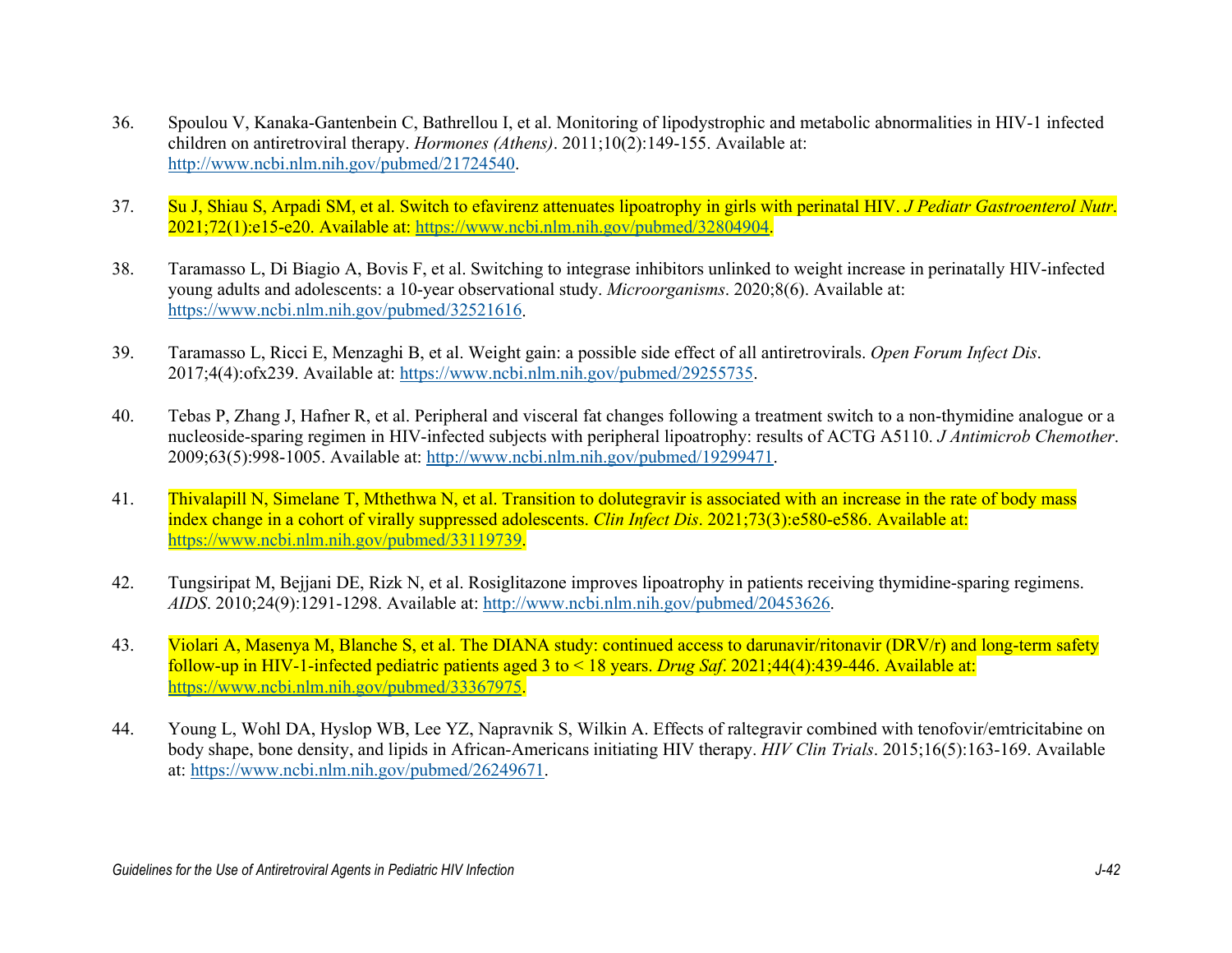36. Spoulou V, Kanaka-Gantenbein C, Bathrellou I, et al. Monitoring of lipodystrophic and metabolic abnormalities in HIV-1 infected children on antiretroviral therapy. *Hormones (Athens)*. 2011;10(2):149-155. Available at: http://www.ncbi.nlm.nih.gov/pubmed/21724540.

37. Su J, Shiau S, Arpadi SM, et al. Switch to efavirenz attenuates lipoatrophy in girls with perinatal HIV. *J Pediatr Gastroenterol Nutr*. 2021;72(1):e15-e20. Available at: https://www.ncbi.nlm.nih.gov/pubmed/32804904.

38. Taramasso L, Di Biagio A, Bovis F, et al. Switching to integrase inhibitors unlinked to weight increase in perinatally HIV-infected young adults and adolescents: a 10-year observational study. *Microorganisms*. 2020;8(6). Available at: https://www.ncbi.nlm.nih.gov/pubmed/32521616.

39. Taramasso L, Ricci E, Menzaghi B, et al. Weight gain: a possible side effect of all antiretrovirals. *Open Forum Infect Dis*. 2017;4(4):ofx239. Available at: https://www.ncbi.nlm.nih.gov/pubmed/29255735.

40. Tebas P, Zhang J, Hafner R, et al. Peripheral and visceral fat changes following a treatment switch to a non-thymidine analogue or a nucleoside-sparing regimen in HIV-infected subjects with peripheral lipoatrophy: results of ACTG A5110. *J Antimicrob Chemother*. 2009;63(5):998-1005. Available at: http://www.ncbi.nlm.nih.gov/pubmed/19299471.

41. Thivalapill N, Simelane T, Mthethwa N, et al. Transition to dolutegravir is associated with an increase in the rate of body mass index change in a cohort of virally suppressed adolescents. *Clin Infect Dis*. 2021;73(3):e580-e586. Available at: https://www.ncbi.nlm.nih.gov/pubmed/33119739.

42. Tungsiripat M, Bejjani DE, Rizk N, et al. Rosiglitazone improves lipoatrophy in patients receiving thymidine-sparing regimens. *AIDS*. 2010;24(9):1291-1298. Available at: http://www.ncbi.nlm.nih.gov/pubmed/20453626.

43. Violari A, Masenya M, Blanche S, et al. The DIANA study: continued access to darunavir/ritonavir (DRV/r) and long-term safety follow-up in HIV-1-infected pediatric patients aged 3 to < 18 years. *Drug Saf*. 2021;44(4):439-446. Available at: https://www.ncbi.nlm.nih.gov/pubmed/33367975.

44. Young L, Wohl DA, Hyslop WB, Lee YZ, Napravnik S, Wilkin A. Effects of raltegravir combined with tenofovir/emtricitabine on body shape, bone density, and lipids in African-Americans initiating HIV therapy. *HIV Clin Trials*. 2015;16(5):163-169. Available at: https://www.ncbi.nlm.nih.gov/pubmed/26249671.